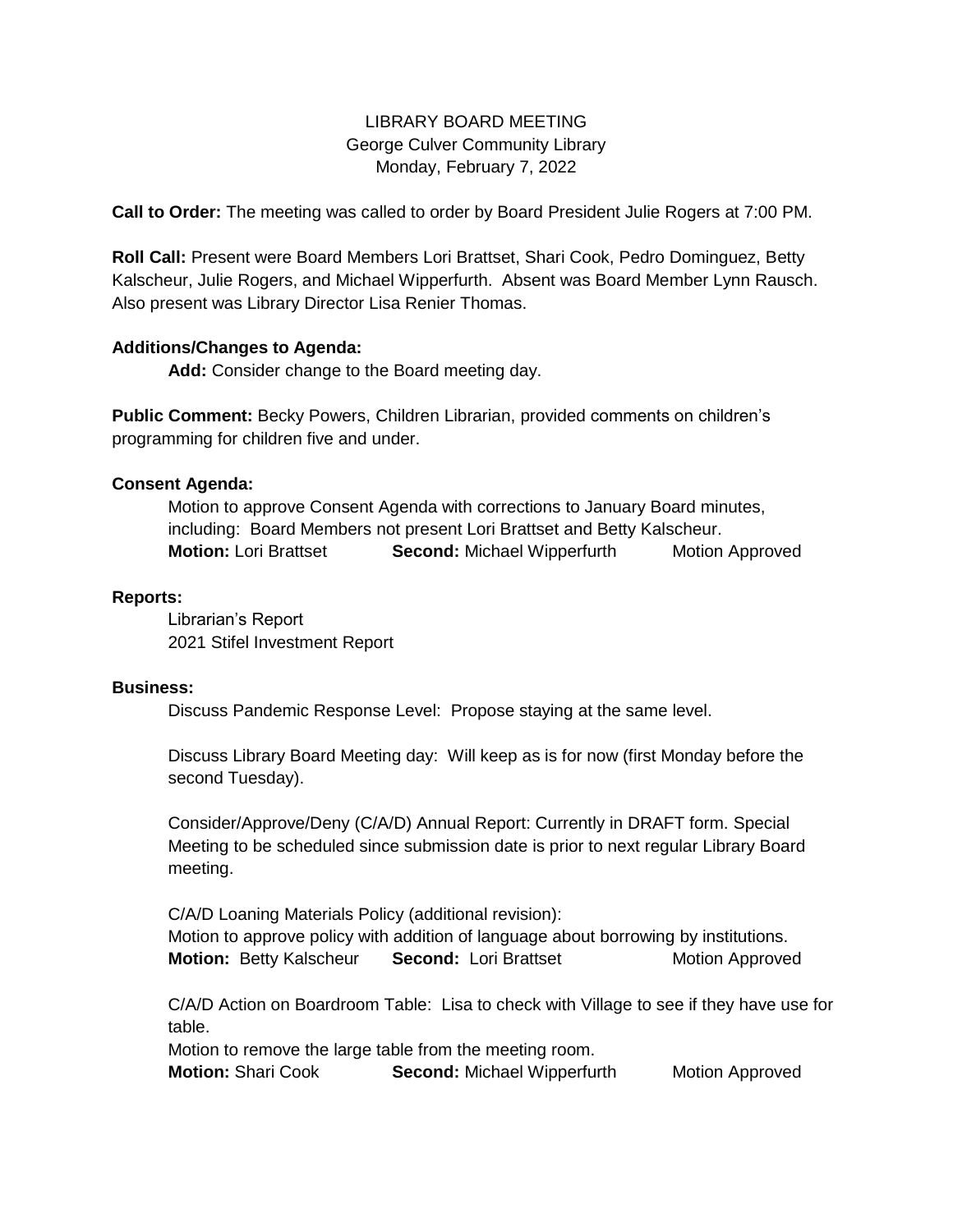LIBRARY BOARD MEETING
George Culver Community Library
Monday, February 7, 2022

**Call to Order:** The meeting was called to order by Board President Julie Rogers at 7:00 PM.

**Roll Call:** Present were Board Members Lori Brattset, Shari Cook, Pedro Dominguez, Betty Kalscheur, Julie Rogers, and Michael Wipperfurth. Absent was Board Member Lynn Rausch. Also present was Library Director Lisa Renier Thomas.

**Additions/Changes to Agenda:**

**Add:** Consider change to the Board meeting day.

**Public Comment:** Becky Powers, Children Librarian, provided comments on children's programming for children five and under.

**Consent Agenda:**

Motion to approve Consent Agenda with corrections to January Board minutes, including: Board Members not present Lori Brattset and Betty Kalscheur.
**Motion:** Lori Brattset **Second:** Michael Wipperfurth Motion Approved

**Reports:**

Librarian's Report
2021 Stifel Investment Report

**Business:**

Discuss Pandemic Response Level: Propose staying at the same level.

Discuss Library Board Meeting day: Will keep as is for now (first Monday before the second Tuesday).

Consider/Approve/Deny (C/A/D) Annual Report: Currently in DRAFT form. Special Meeting to be scheduled since submission date is prior to next regular Library Board meeting.

C/A/D Loaning Materials Policy (additional revision):
Motion to approve policy with addition of language about borrowing by institutions.
**Motion:** Betty Kalscheur **Second:** Lori Brattset Motion Approved

C/A/D Action on Boardroom Table: Lisa to check with Village to see if they have use for table.
Motion to remove the large table from the meeting room.
**Motion:** Shari Cook **Second:** Michael Wipperfurth Motion Approved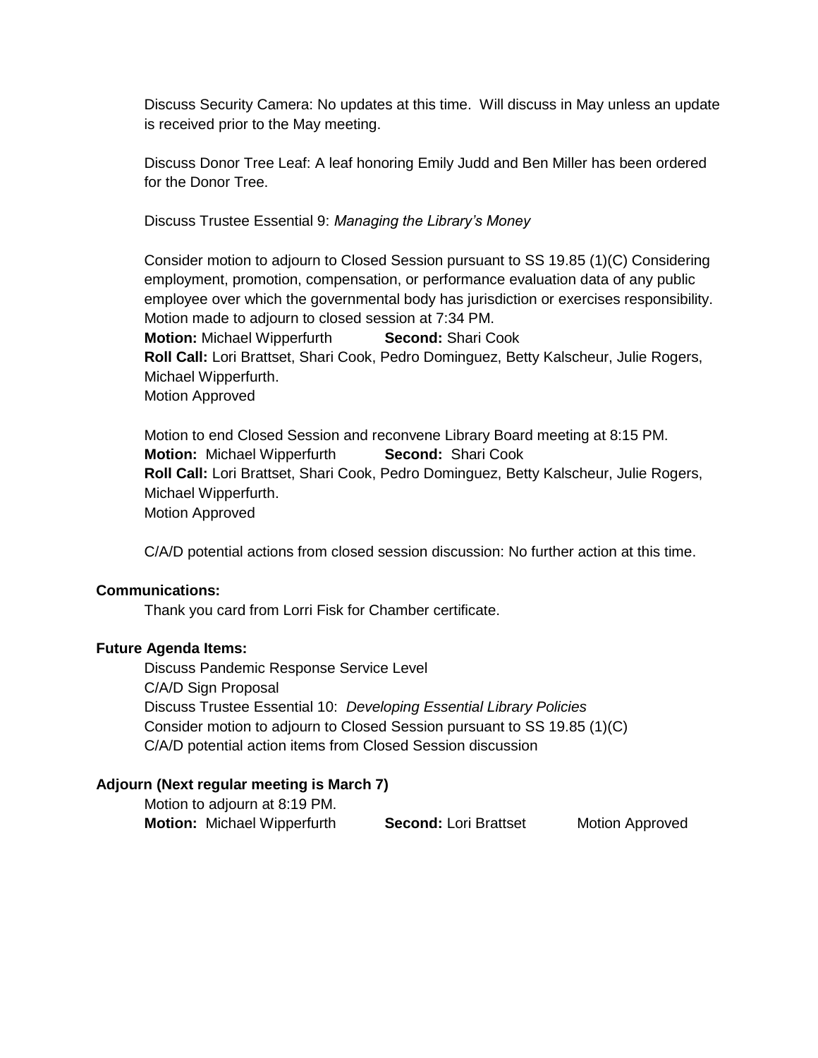Discuss Security Camera: No updates at this time. Will discuss in May unless an update is received prior to the May meeting.

Discuss Donor Tree Leaf: A leaf honoring Emily Judd and Ben Miller has been ordered for the Donor Tree.

Discuss Trustee Essential 9: *Managing the Library's Money*

Consider motion to adjourn to Closed Session pursuant to SS 19.85 (1)(C) Considering employment, promotion, compensation, or performance evaluation data of any public employee over which the governmental body has jurisdiction or exercises responsibility. Motion made to adjourn to closed session at 7:34 PM.
**Motion:** Michael Wipperfurth **Second:** Shari Cook
**Roll Call:** Lori Brattset, Shari Cook, Pedro Dominguez, Betty Kalscheur, Julie Rogers, Michael Wipperfurth.
Motion Approved

Motion to end Closed Session and reconvene Library Board meeting at 8:15 PM.
**Motion:** Michael Wipperfurth **Second:** Shari Cook
**Roll Call:** Lori Brattset, Shari Cook, Pedro Dominguez, Betty Kalscheur, Julie Rogers, Michael Wipperfurth.
Motion Approved

C/A/D potential actions from closed session discussion: No further action at this time.

**Communications:**

Thank you card from Lorri Fisk for Chamber certificate.

**Future Agenda Items:**

Discuss Pandemic Response Service Level
C/A/D Sign Proposal
Discuss Trustee Essential 10: *Developing Essential Library Policies*
Consider motion to adjourn to Closed Session pursuant to SS 19.85 (1)(C)
C/A/D potential action items from Closed Session discussion

**Adjourn (Next regular meeting is March 7)**

Motion to adjourn at 8:19 PM.
**Motion:** Michael Wipperfurth **Second:** Lori Brattset Motion Approved